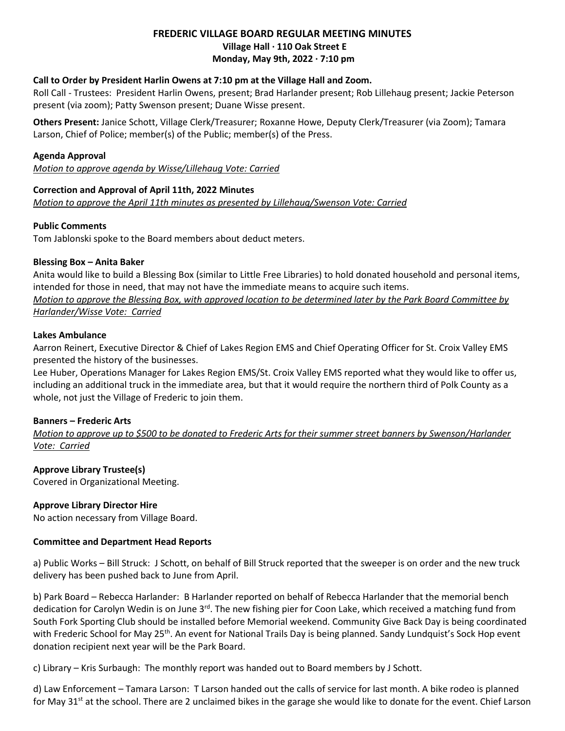# FREDERIC VILLAGE BOARD REGULAR MEETING MINUTES

**Village Hall · 110 Oak Street E**
**Monday, May 9th, 2022 · 7:10 pm**

**Call to Order by President Harlin Owens at 7:10 pm at the Village Hall and Zoom.**
Roll Call - Trustees: President Harlin Owens, present; Brad Harlander present; Rob Lillehaug present; Jackie Peterson present (via zoom); Patty Swenson present; Duane Wisse present.

**Others Present:** Janice Schott, Village Clerk/Treasurer; Roxanne Howe, Deputy Clerk/Treasurer (via Zoom); Tamara Larson, Chief of Police; member(s) of the Public; member(s) of the Press.

**Agenda Approval**
*Motion to approve agenda by Wisse/Lillehaug Vote: Carried*

**Correction and Approval of April 11th, 2022 Minutes**
*Motion to approve the April 11th minutes as presented by Lillehaug/Swenson Vote: Carried*

**Public Comments**
Tom Jablonski spoke to the Board members about deduct meters.

**Blessing Box – Anita Baker**
Anita would like to build a Blessing Box (similar to Little Free Libraries) to hold donated household and personal items, intended for those in need, that may not have the immediate means to acquire such items.
*Motion to approve the Blessing Box, with approved location to be determined later by the Park Board Committee by Harlander/Wisse Vote: Carried*

**Lakes Ambulance**
Aarron Reinert, Executive Director & Chief of Lakes Region EMS and Chief Operating Officer for St. Croix Valley EMS presented the history of the businesses.
Lee Huber, Operations Manager for Lakes Region EMS/St. Croix Valley EMS reported what they would like to offer us, including an additional truck in the immediate area, but that it would require the northern third of Polk County as a whole, not just the Village of Frederic to join them.

**Banners – Frederic Arts**
*Motion to approve up to $500 to be donated to Frederic Arts for their summer street banners by Swenson/Harlander Vote: Carried*

**Approve Library Trustee(s)**
Covered in Organizational Meeting.

**Approve Library Director Hire**
No action necessary from Village Board.

**Committee and Department Head Reports**

a) Public Works – Bill Struck: J Schott, on behalf of Bill Struck reported that the sweeper is on order and the new truck delivery has been pushed back to June from April.

b) Park Board – Rebecca Harlander: B Harlander reported on behalf of Rebecca Harlander that the memorial bench dedication for Carolyn Wedin is on June 3rd. The new fishing pier for Coon Lake, which received a matching fund from South Fork Sporting Club should be installed before Memorial weekend. Community Give Back Day is being coordinated with Frederic School for May 25th. An event for National Trails Day is being planned. Sandy Lundquist's Sock Hop event donation recipient next year will be the Park Board.

c) Library – Kris Surbaugh: The monthly report was handed out to Board members by J Schott.

d) Law Enforcement – Tamara Larson: T Larson handed out the calls of service for last month. A bike rodeo is planned for May 31st at the school. There are 2 unclaimed bikes in the garage she would like to donate for the event. Chief Larson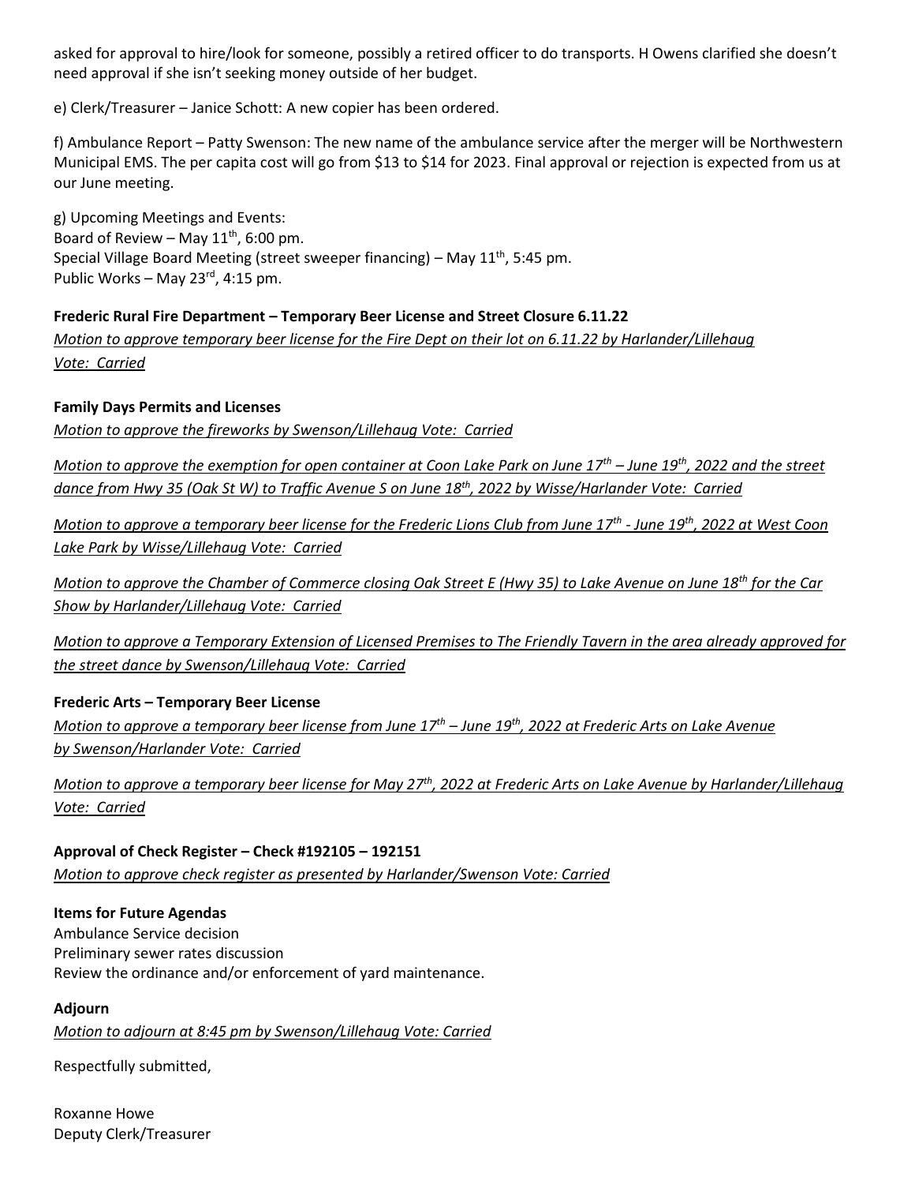asked for approval to hire/look for someone, possibly a retired officer to do transports. H Owens clarified she doesn't need approval if she isn't seeking money outside of her budget.

e) Clerk/Treasurer – Janice Schott: A new copier has been ordered.

f) Ambulance Report – Patty Swenson: The new name of the ambulance service after the merger will be Northwestern Municipal EMS. The per capita cost will go from $13 to $14 for 2023. Final approval or rejection is expected from us at our June meeting.

g) Upcoming Meetings and Events:
Board of Review – May 11th, 6:00 pm.
Special Village Board Meeting (street sweeper financing) – May 11th, 5:45 pm.
Public Works – May 23rd, 4:15 pm.

**Frederic Rural Fire Department – Temporary Beer License and Street Closure 6.11.22**

*Motion to approve temporary beer license for the Fire Dept on their lot on 6.11.22 by Harlander/Lillehaug Vote: Carried*

**Family Days Permits and Licenses**

*Motion to approve the fireworks by Swenson/Lillehaug Vote: Carried*

*Motion to approve the exemption for open container at Coon Lake Park on June 17th – June 19th, 2022 and the street dance from Hwy 35 (Oak St W) to Traffic Avenue S on June 18th, 2022 by Wisse/Harlander Vote: Carried*

*Motion to approve a temporary beer license for the Frederic Lions Club from June 17th - June 19th, 2022 at West Coon Lake Park by Wisse/Lillehaug Vote: Carried*

*Motion to approve the Chamber of Commerce closing Oak Street E (Hwy 35) to Lake Avenue on June 18th for the Car Show by Harlander/Lillehaug Vote: Carried*

*Motion to approve a Temporary Extension of Licensed Premises to The Friendly Tavern in the area already approved for the street dance by Swenson/Lillehaug Vote: Carried*

**Frederic Arts – Temporary Beer License**

*Motion to approve a temporary beer license from June 17th – June 19th, 2022 at Frederic Arts on Lake Avenue by Swenson/Harlander Vote: Carried*

*Motion to approve a temporary beer license for May 27th, 2022 at Frederic Arts on Lake Avenue by Harlander/Lillehaug Vote: Carried*

**Approval of Check Register – Check #192105 – 192151**

*Motion to approve check register as presented by Harlander/Swenson Vote: Carried*

**Items for Future Agendas**

Ambulance Service decision
Preliminary sewer rates discussion
Review the ordinance and/or enforcement of yard maintenance.

**Adjourn**

*Motion to adjourn at 8:45 pm by Swenson/Lillehaug Vote: Carried*

Respectfully submitted,

Roxanne Howe
Deputy Clerk/Treasurer